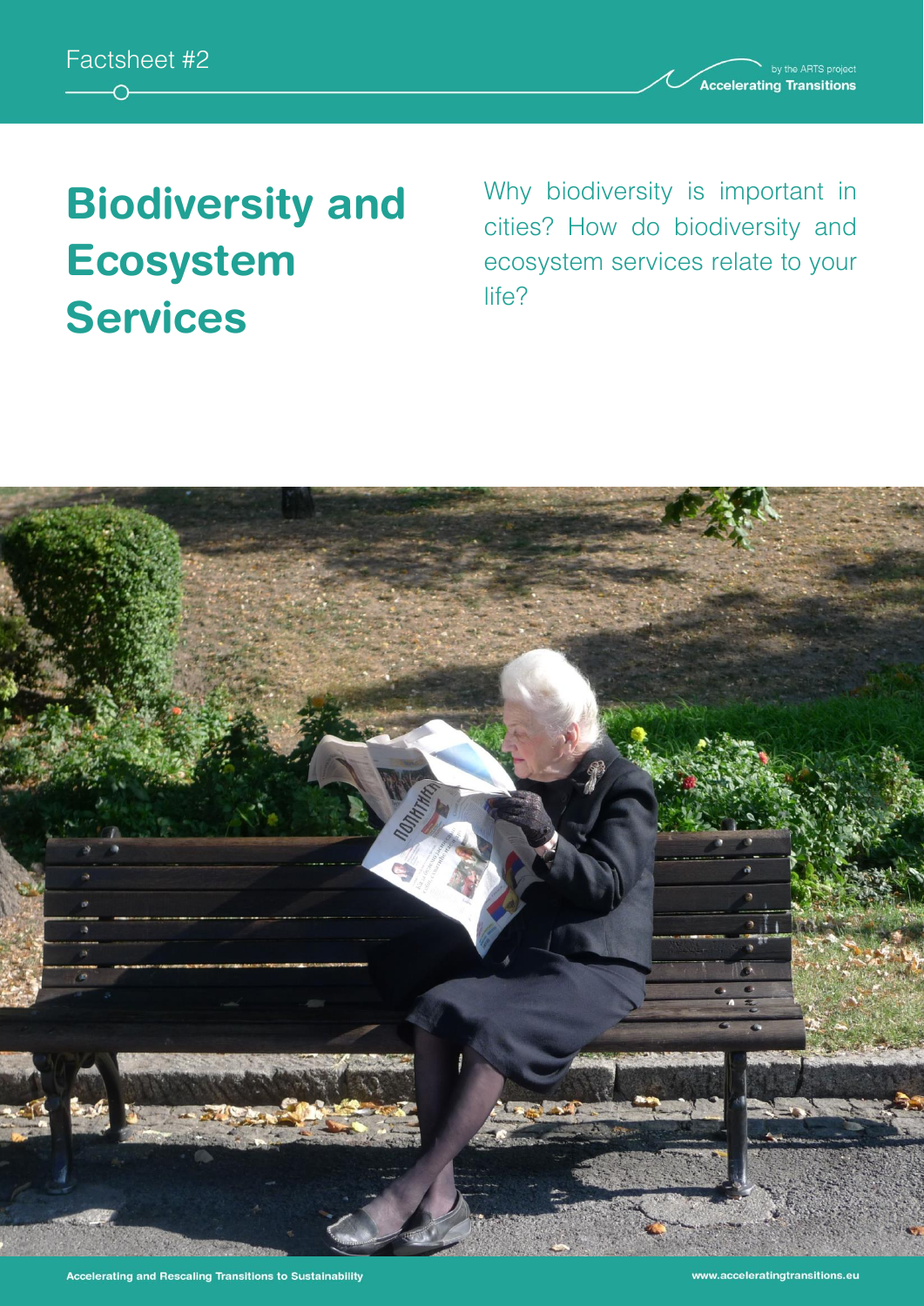Factsheet #2

# Biodiversity and Ecosystem Services

Why biodiversity is important in cities? How do biodiversity and ecosystem services relate to your life?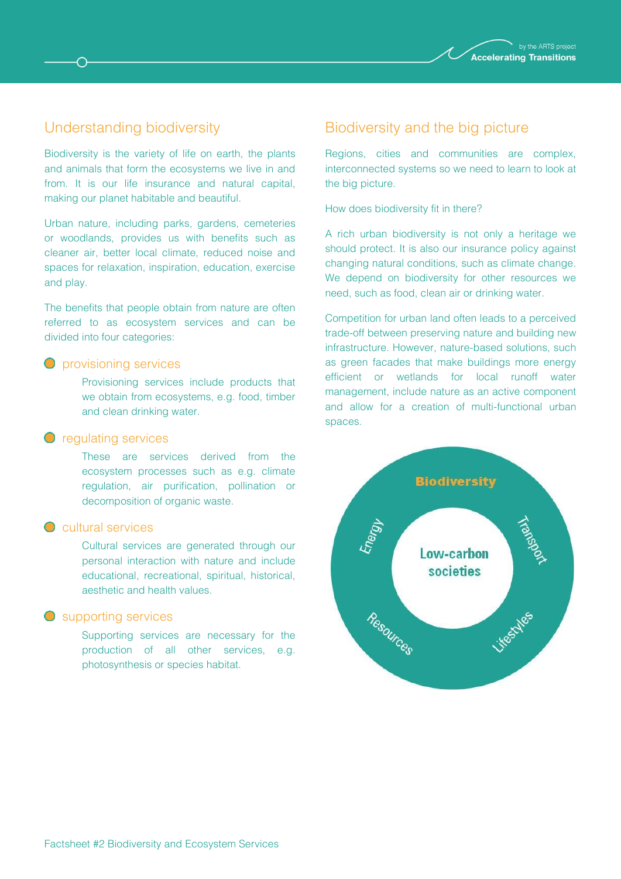## Understanding biodiversity

Biodiversity is the variety of life on earth, the plants and animals that form the ecosystems we live in and from. It is our life insurance and natural capital, making our planet habitable and beautiful.

Urban nature, including parks, gardens, cemeteries or woodlands, provides us with benefits such as cleaner air, better local climate, reduced noise and spaces for relaxation, inspiration, education, exercise and play.

The benefits that people obtain from nature are often referred to as ecosystem services and can be divided into four categories:

- **provisioning services**

  Provisioning services include products that we obtain from ecosystems, e.g. food, timber and clean drinking water.

- **regulating services**

  These are services derived from the ecosystem processes such as e.g. climate regulation, air purification, pollination or decomposition of organic waste.

- **cultural services**

  Cultural services are generated through our personal interaction with nature and include educational, recreational, spiritual, historical, aesthetic and health values.

- **supporting services**

  Supporting services are necessary for the production of all other services, e.g. photosynthesis or species habitat.

## Biodiversity and the big picture

Regions, cities and communities are complex, interconnected systems so we need to learn to look at the big picture.

How does biodiversity fit in there?

A rich urban biodiversity is not only a heritage we should protect. It is also our insurance policy against changing natural conditions, such as climate change. We depend on biodiversity for other resources we need, such as food, clean air or drinking water.

Competition for urban land often leads to a perceived trade-off between preserving nature and building new infrastructure. However, nature-based solutions, such as green facades that make buildings more energy efficient or wetlands for local runoff water management, include nature as an active component and allow for a creation of multi-functional urban spaces.

Biodiversity

Energy

Transport

Low-carbon societies

Resources

Lifestyles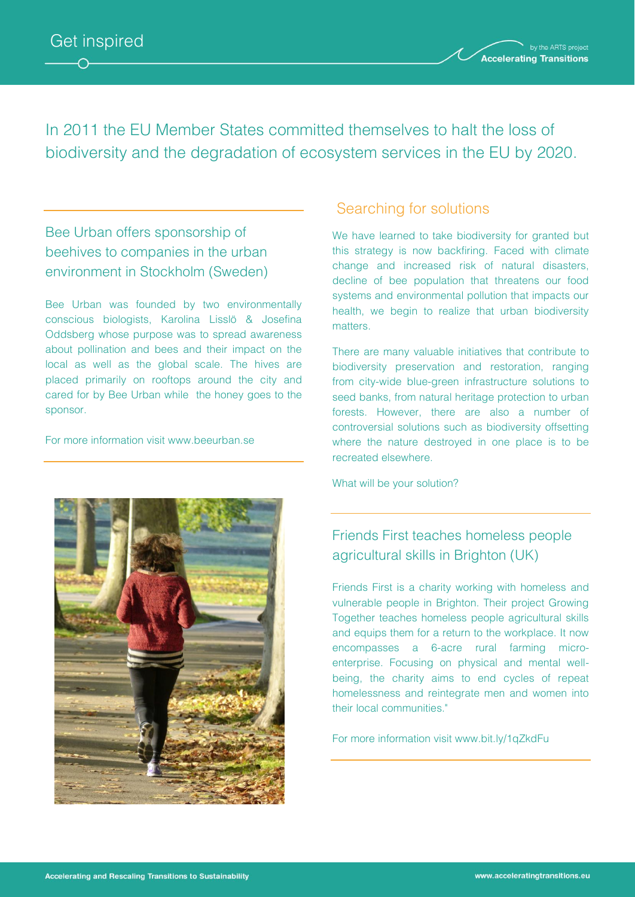# Get inspired

In 2011 the EU Member States committed themselves to halt the loss of biodiversity and the degradation of ecosystem services in the EU by 2020.

## Bee Urban offers sponsorship of beehives to companies in the urban environment in Stockholm (Sweden)

Bee Urban was founded by two environmentally conscious biologists, Karolina Lisslö & Josefina Oddsberg whose purpose was to spread awareness about pollination and bees and their impact on the local as well as the global scale. The hives are placed primarily on rooftops around the city and cared for by Bee Urban while the honey goes to the sponsor.

For more information visit www.beeurban.se

## Searching for solutions

We have learned to take biodiversity for granted but this strategy is now backfiring. Faced with climate change and increased risk of natural disasters, decline of bee population that threatens our food systems and environmental pollution that impacts our health, we begin to realize that urban biodiversity matters.

There are many valuable initiatives that contribute to biodiversity preservation and restoration, ranging from city-wide blue-green infrastructure solutions to seed banks, from natural heritage protection to urban forests. However, there are also a number of controversial solutions such as biodiversity offsetting where the nature destroyed in one place is to be recreated elsewhere.

What will be your solution?

## Friends First teaches homeless people agricultural skills in Brighton (UK)

Friends First is a charity working with homeless and vulnerable people in Brighton. Their project Growing Together teaches homeless people agricultural skills and equips them for a return to the workplace. It now encompasses a 6-acre rural farming micro-enterprise. Focusing on physical and mental well-being, the charity aims to end cycles of repeat homelessness and reintegrate men and women into their local communities."

For more information visit www.bit.ly/1qZkdFu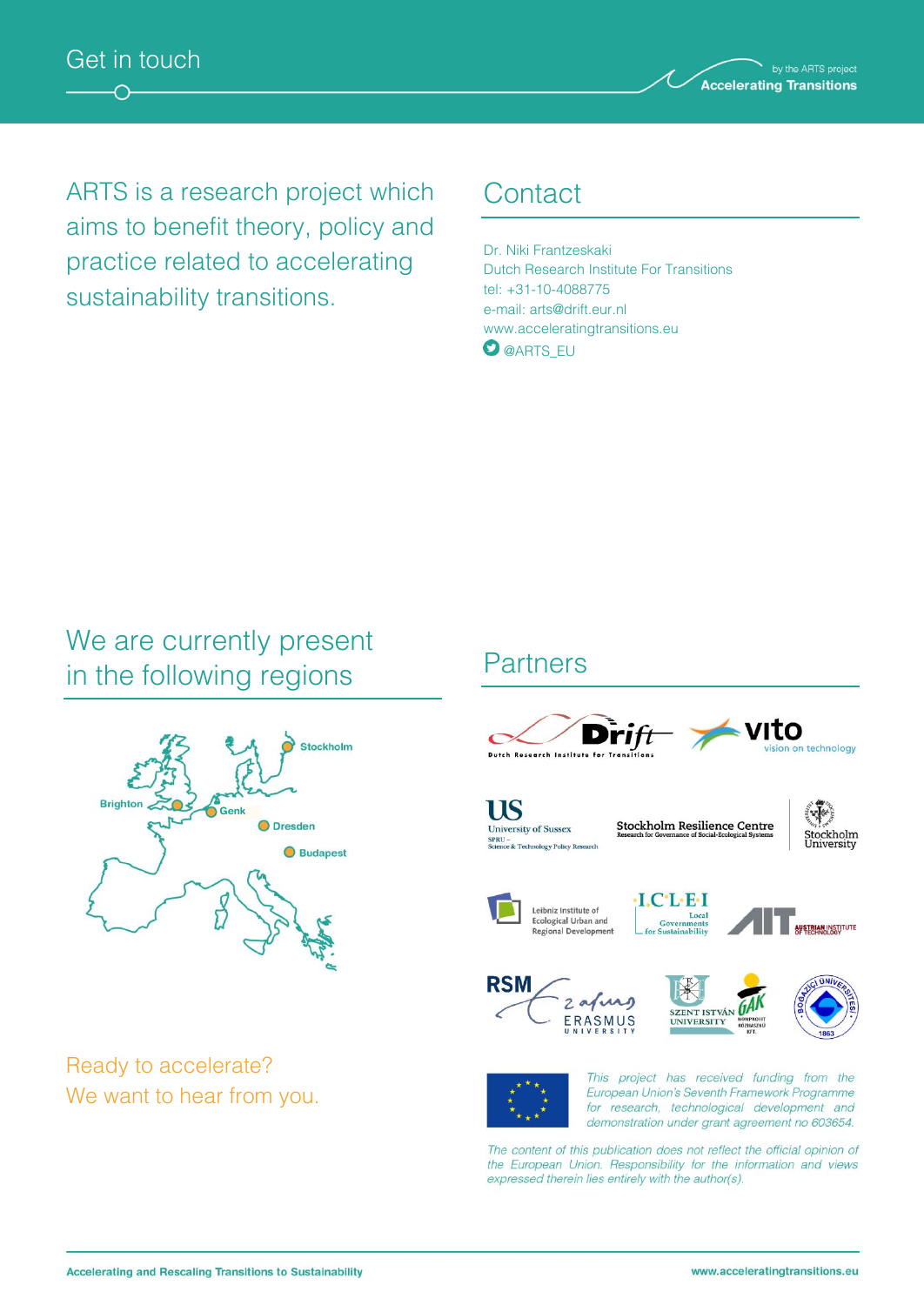# Get in touch

by the ARTS project
Accelerating Transitions

ARTS is a research project which aims to benefit theory, policy and practice related to accelerating sustainability transitions.

## Contact

Dr. Niki Frantzeskaki
Dutch Research Institute For Transitions
tel: +31-10-4088775
e-mail: arts@drift.eur.nl
www.acceleratingtransitions.eu
@ARTS_EU

## We are currently present in the following regions

Stockholm
Brighton
Genk
Dresden
Budapest

Ready to accelerate?
We want to hear from you.

## Partners

Drift – Dutch Research Institute for Transitions
vito – vision on technology
US – University of Sussex, SPRU – Science & Technology Policy Research
Stockholm Resilience Centre – Research for Governance of Social-Ecological Systems
Stockholm University
Leibniz Institute of Ecological Urban and Regional Development
ICLEI – Local Governments for Sustainability
AIT – Austrian Institute of Technology
RSM – Erasmus University
Szent István University
GAK Nonprofit Közhasznú Kft.
Boğaziçi Üniversitesi 1863

*This project has received funding from the European Union's Seventh Framework Programme for research, technological development and demonstration under grant agreement no 603654.*

*The content of this publication does not reflect the official opinion of the European Union. Responsibility for the information and views expressed therein lies entirely with the author(s).*

Accelerating and Rescaling Transitions to Sustainability
www.acceleratingtransitions.eu